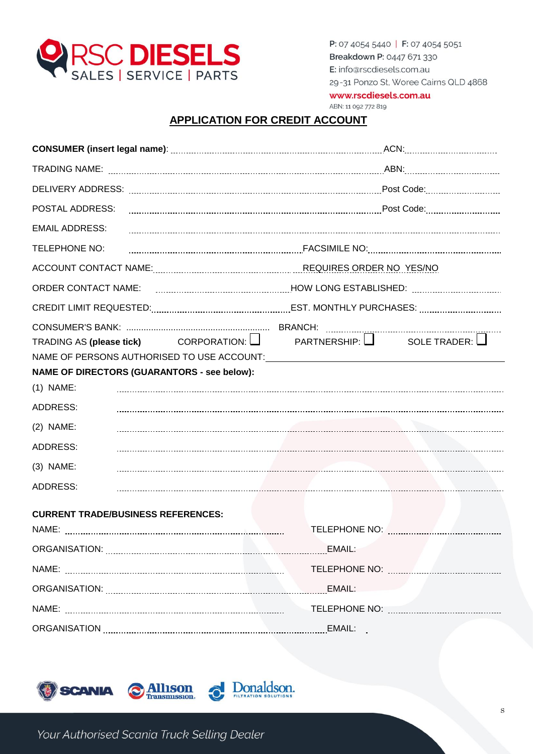RSC DIESELS
SALES | SERVICE | PARTS

P: 07 4054 5440 | F: 07 4054 5051
Breakdown P: 0447 671 330
E: info@rscdiesels.com.au
29-31 Ponzo St, Woree Cairns QLD 4868
www.rscdiesels.com.au
ABN: 11 092 772 819

# APPLICATION FOR CREDIT ACCOUNT

**CONSUMER (insert legal name)**: ........................................ ACN: ....................

TRADING NAME: ........................................ ABN: ....................

DELIVERY ADDRESS: ........................................ Post Code: ....................

POSTAL ADDRESS: ........................................ Post Code: ....................

EMAIL ADDRESS: ........................................

TELEPHONE NO: .................................... FACSIMILE NO: ....................

ACCOUNT CONTACT NAME: .................................... REQUIRES ORDER NO YES/NO

ORDER CONTACT NAME: .................................... HOW LONG ESTABLISHED: ....................

CREDIT LIMIT REQUESTED: .................................... EST. MONTHLY PURCHASES: ....................

CONSUMER'S BANK: .................................... BRANCH: ....................

TRADING AS **(please tick)** CORPORATION: ☐ PARTNERSHIP: ☐ SOLE TRADER: ☐

NAME OF PERSONS AUTHORISED TO USE ACCOUNT: ________________________

**NAME OF DIRECTORS (GUARANTORS - see below):**

(1) NAME: ........................................

ADDRESS: ........................................

(2) NAME: ........................................

ADDRESS: ........................................

(3) NAME: ........................................

ADDRESS: ........................................

**CURRENT TRADE/BUSINESS REFERENCES:**

NAME: .................................... TELEPHONE NO: ....................

ORGANISATION: .................................... EMAIL:

NAME: .................................... TELEPHONE NO: ....................

ORGANISATION: .................................... EMAIL:

NAME: .................................... TELEPHONE NO: ....................

ORGANISATION .................................... EMAIL:

SCANIA Allison Transmission Donaldson. FILTRATION SOLUTIONS

s

*Your Authorised Scania Truck Selling Dealer*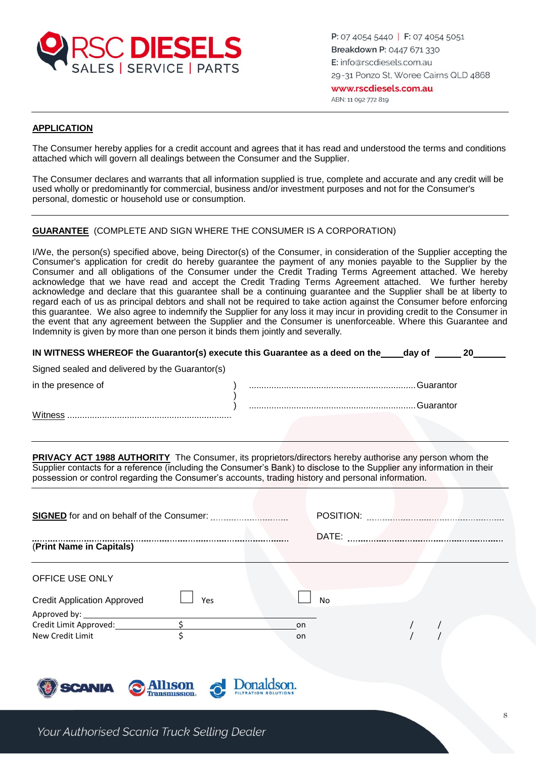P: 07 4054 5440 | F: 07 4054 5051
Breakdown P: 0447 671 330
E: info@rscdiesels.com.au
29-31 Ponzo St, Woree Cairns QLD 4868
www.rscdiesels.com.au
ABN: 11 092 772 819

## APPLICATION

The Consumer hereby applies for a credit account and agrees that it has read and understood the terms and conditions attached which will govern all dealings between the Consumer and the Supplier.

The Consumer declares and warrants that all information supplied is true, complete and accurate and any credit will be used wholly or predominantly for commercial, business and/or investment purposes and not for the Consumer's personal, domestic or household use or consumption.

## GUARANTEE (COMPLETE AND SIGN WHERE THE CONSUMER IS A CORPORATION)

I/We, the person(s) specified above, being Director(s) of the Consumer, in consideration of the Supplier accepting the Consumer's application for credit do hereby guarantee the payment of any monies payable to the Supplier by the Consumer and all obligations of the Consumer under the Credit Trading Terms Agreement attached. We hereby acknowledge that we have read and accept the Credit Trading Terms Agreement attached. We further hereby acknowledge and declare that this guarantee shall be a continuing guarantee and the Supplier shall be at liberty to regard each of us as principal debtors and shall not be required to take action against the Consumer before enforcing this guarantee. We also agree to indemnify the Supplier for any loss it may incur in providing credit to the Consumer in the event that any agreement between the Supplier and the Consumer is unenforceable. Where this Guarantee and Indemnity is given by more than one person it binds them jointly and severally.

**IN WITNESS WHEREOF the Guarantor(s) execute this Guarantee as a deed on the\_\_\_\_day of \_\_\_\_\_ 20\_\_\_\_\_\_**

Signed sealed and delivered by the Guarantor(s)

in the presence of ) ................................................................... Guarantor
)
) ................................................................... Guarantor

Witness ..................................................................

**PRIVACY ACT 1988 AUTHORITY** The Consumer, its proprietors/directors hereby authorise any person whom the Supplier contacts for a reference (including the Consumer's Bank) to disclose to the Supplier any information in their possession or control regarding the Consumer's accounts, trading history and personal information.

**SIGNED** for and on behalf of the Consumer: .............................. POSITION: ..................................................

.......................................................................................... DATE: ..................................................
(**Print Name in Capitals**)

OFFICE USE ONLY

Credit Application Approved ☐ Yes ☐ No

Approved by: \_\_\_\_\_\_\_\_\_\_\_\_\_\_\_\_\_\_\_\_\_\_\_\_\_\_\_\_\_\_\_\_\_\_\_\_\_\_\_\_\_\_\_\_\_\_\_\_

Credit Limit Approved: \_\_\_\_\_\_\_\_\_\_\_\_ $ \_\_\_\_\_\_\_\_\_\_\_\_\_\_\_\_\_\_\_\_\_\_\_\_ on / /

New Credit Limit $ on / /

*Your Authorised Scania Truck Selling Dealer*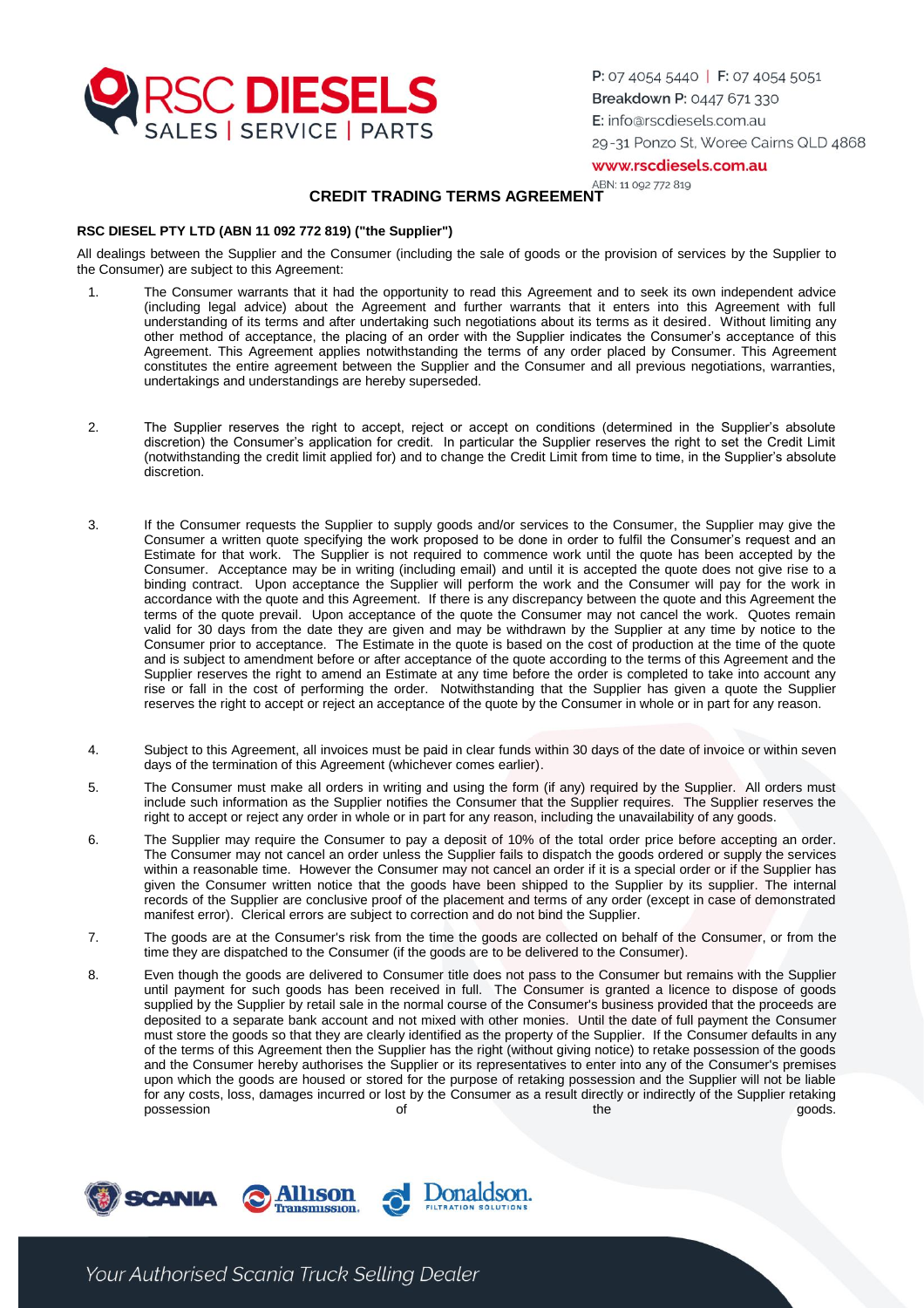# CREDIT TRADING TERMS AGREEMENT

**RSC DIESEL PTY LTD (ABN 11 092 772 819) ("the Supplier")**

All dealings between the Supplier and the Consumer (including the sale of goods or the provision of services by the Supplier to the Consumer) are subject to this Agreement:

1. The Consumer warrants that it had the opportunity to read this Agreement and to seek its own independent advice (including legal advice) about the Agreement and further warrants that it enters into this Agreement with full understanding of its terms and after undertaking such negotiations about its terms as it desired. Without limiting any other method of acceptance, the placing of an order with the Supplier indicates the Consumer's acceptance of this Agreement. This Agreement applies notwithstanding the terms of any order placed by Consumer. This Agreement constitutes the entire agreement between the Supplier and the Consumer and all previous negotiations, warranties, undertakings and understandings are hereby superseded.

2. The Supplier reserves the right to accept, reject or accept on conditions (determined in the Supplier's absolute discretion) the Consumer's application for credit. In particular the Supplier reserves the right to set the Credit Limit (notwithstanding the credit limit applied for) and to change the Credit Limit from time to time, in the Supplier's absolute discretion.

3. If the Consumer requests the Supplier to supply goods and/or services to the Consumer, the Supplier may give the Consumer a written quote specifying the work proposed to be done in order to fulfil the Consumer's request and an Estimate for that work. The Supplier is not required to commence work until the quote has been accepted by the Consumer. Acceptance may be in writing (including email) and until it is accepted the quote does not give rise to a binding contract. Upon acceptance the Supplier will perform the work and the Consumer will pay for the work in accordance with the quote and this Agreement. If there is any discrepancy between the quote and this Agreement the terms of the quote prevail. Upon acceptance of the quote the Consumer may not cancel the work. Quotes remain valid for 30 days from the date they are given and may be withdrawn by the Supplier at any time by notice to the Consumer prior to acceptance. The Estimate in the quote is based on the cost of production at the time of the quote and is subject to amendment before or after acceptance of the quote according to the terms of this Agreement and the Supplier reserves the right to amend an Estimate at any time before the order is completed to take into account any rise or fall in the cost of performing the order. Notwithstanding that the Supplier has given a quote the Supplier reserves the right to accept or reject an acceptance of the quote by the Consumer in whole or in part for any reason.

4. Subject to this Agreement, all invoices must be paid in clear funds within 30 days of the date of invoice or within seven days of the termination of this Agreement (whichever comes earlier).

5. The Consumer must make all orders in writing and using the form (if any) required by the Supplier. All orders must include such information as the Supplier notifies the Consumer that the Supplier requires. The Supplier reserves the right to accept or reject any order in whole or in part for any reason, including the unavailability of any goods.

6. The Supplier may require the Consumer to pay a deposit of 10% of the total order price before accepting an order. The Consumer may not cancel an order unless the Supplier fails to dispatch the goods ordered or supply the services within a reasonable time. However the Consumer may not cancel an order if it is a special order or if the Supplier has given the Consumer written notice that the goods have been shipped to the Supplier by its supplier. The internal records of the Supplier are conclusive proof of the placement and terms of any order (except in case of demonstrated manifest error). Clerical errors are subject to correction and do not bind the Supplier.

7. The goods are at the Consumer's risk from the time the goods are collected on behalf of the Consumer, or from the time they are dispatched to the Consumer (if the goods are to be delivered to the Consumer).

8. Even though the goods are delivered to Consumer title does not pass to the Consumer but remains with the Supplier until payment for such goods has been received in full. The Consumer is granted a licence to dispose of goods supplied by the Supplier by retail sale in the normal course of the Consumer's business provided that the proceeds are deposited to a separate bank account and not mixed with other monies. Until the date of full payment the Consumer must store the goods so that they are clearly identified as the property of the Supplier. If the Consumer defaults in any of the terms of this Agreement then the Supplier has the right (without giving notice) to retake possession of the goods and the Consumer hereby authorises the Supplier or its representatives to enter into any of the Consumer's premises upon which the goods are housed or stored for the purpose of retaking possession and the Supplier will not be liable for any costs, loss, damages incurred or lost by the Consumer as a result directly or indirectly of the Supplier retaking possession of the goods.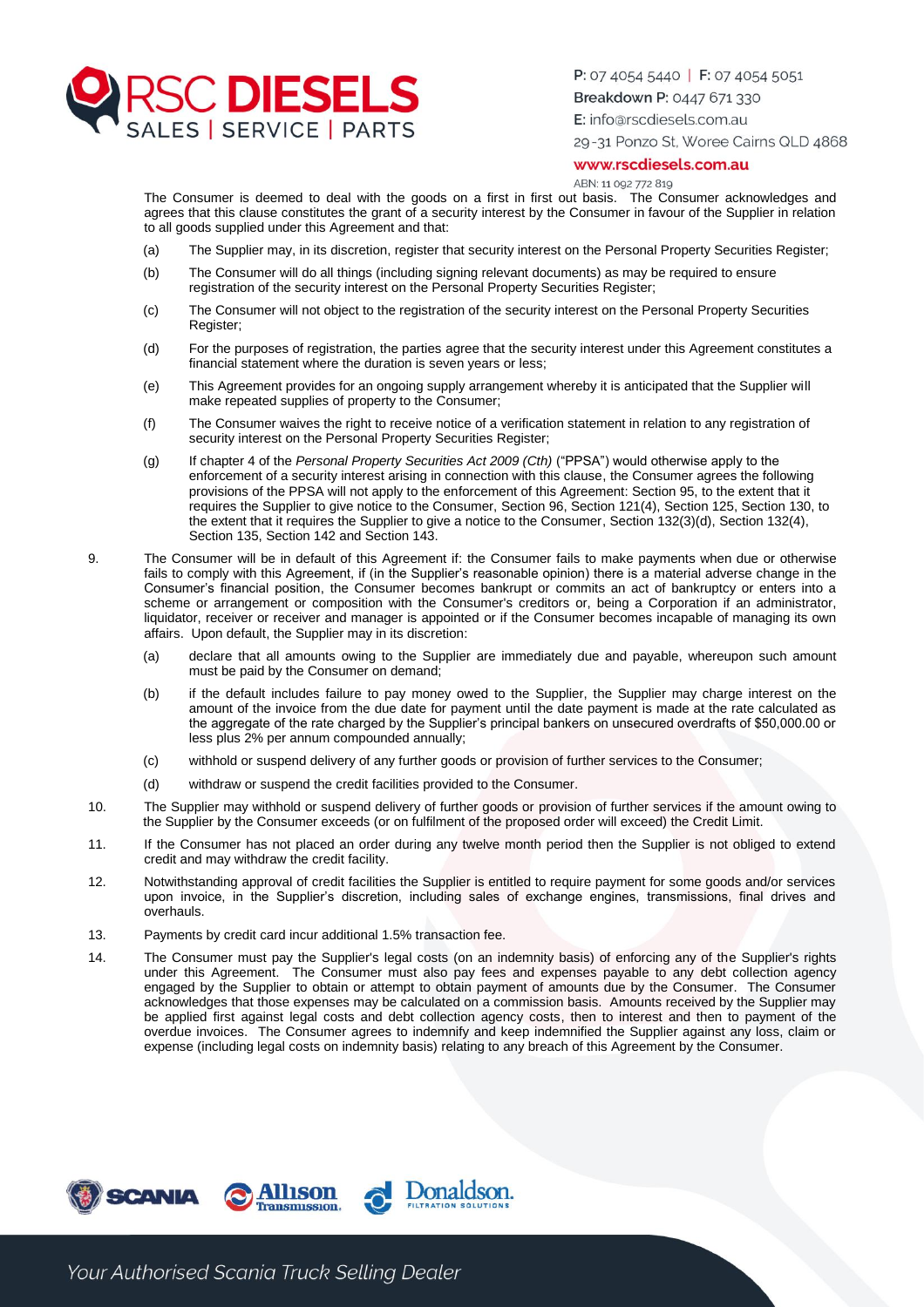The Consumer is deemed to deal with the goods on a first in first out basis. The Consumer acknowledges and agrees that this clause constitutes the grant of a security interest by the Consumer in favour of the Supplier in relation to all goods supplied under this Agreement and that:

(a) The Supplier may, in its discretion, register that security interest on the Personal Property Securities Register;

(b) The Consumer will do all things (including signing relevant documents) as may be required to ensure registration of the security interest on the Personal Property Securities Register;

(c) The Consumer will not object to the registration of the security interest on the Personal Property Securities Register;

(d) For the purposes of registration, the parties agree that the security interest under this Agreement constitutes a financial statement where the duration is seven years or less;

(e) This Agreement provides for an ongoing supply arrangement whereby it is anticipated that the Supplier will make repeated supplies of property to the Consumer;

(f) The Consumer waives the right to receive notice of a verification statement in relation to any registration of security interest on the Personal Property Securities Register;

(g) If chapter 4 of the *Personal Property Securities Act 2009 (Cth)* ("PPSA") would otherwise apply to the enforcement of a security interest arising in connection with this clause, the Consumer agrees the following provisions of the PPSA will not apply to the enforcement of this Agreement: Section 95, to the extent that it requires the Supplier to give notice to the Consumer, Section 96, Section 121(4), Section 125, Section 130, to the extent that it requires the Supplier to give a notice to the Consumer, Section 132(3)(d), Section 132(4), Section 135, Section 142 and Section 143.

9. The Consumer will be in default of this Agreement if: the Consumer fails to make payments when due or otherwise fails to comply with this Agreement, if (in the Supplier's reasonable opinion) there is a material adverse change in the Consumer's financial position, the Consumer becomes bankrupt or commits an act of bankruptcy or enters into a scheme or arrangement or composition with the Consumer's creditors or, being a Corporation if an administrator, liquidator, receiver or receiver and manager is appointed or if the Consumer becomes incapable of managing its own affairs. Upon default, the Supplier may in its discretion:

   (a) declare that all amounts owing to the Supplier are immediately due and payable, whereupon such amount must be paid by the Consumer on demand;

   (b) if the default includes failure to pay money owed to the Supplier, the Supplier may charge interest on the amount of the invoice from the due date for payment until the date payment is made at the rate calculated as the aggregate of the rate charged by the Supplier's principal bankers on unsecured overdrafts of $50,000.00 or less plus 2% per annum compounded annually;

   (c) withhold or suspend delivery of any further goods or provision of further services to the Consumer;

   (d) withdraw or suspend the credit facilities provided to the Consumer.

10. The Supplier may withhold or suspend delivery of further goods or provision of further services if the amount owing to the Supplier by the Consumer exceeds (or on fulfilment of the proposed order will exceed) the Credit Limit.

11. If the Consumer has not placed an order during any twelve month period then the Supplier is not obliged to extend credit and may withdraw the credit facility.

12. Notwithstanding approval of credit facilities the Supplier is entitled to require payment for some goods and/or services upon invoice, in the Supplier's discretion, including sales of exchange engines, transmissions, final drives and overhauls.

13. Payments by credit card incur additional 1.5% transaction fee.

14. The Consumer must pay the Supplier's legal costs (on an indemnity basis) of enforcing any of the Supplier's rights under this Agreement. The Consumer must also pay fees and expenses payable to any debt collection agency engaged by the Supplier to obtain or attempt to obtain payment of amounts due by the Consumer. The Consumer acknowledges that those expenses may be calculated on a commission basis. Amounts received by the Supplier may be applied first against legal costs and debt collection agency costs, then to interest and then to payment of the overdue invoices. The Consumer agrees to indemnify and keep indemnified the Supplier against any loss, claim or expense (including legal costs on indemnity basis) relating to any breach of this Agreement by the Consumer.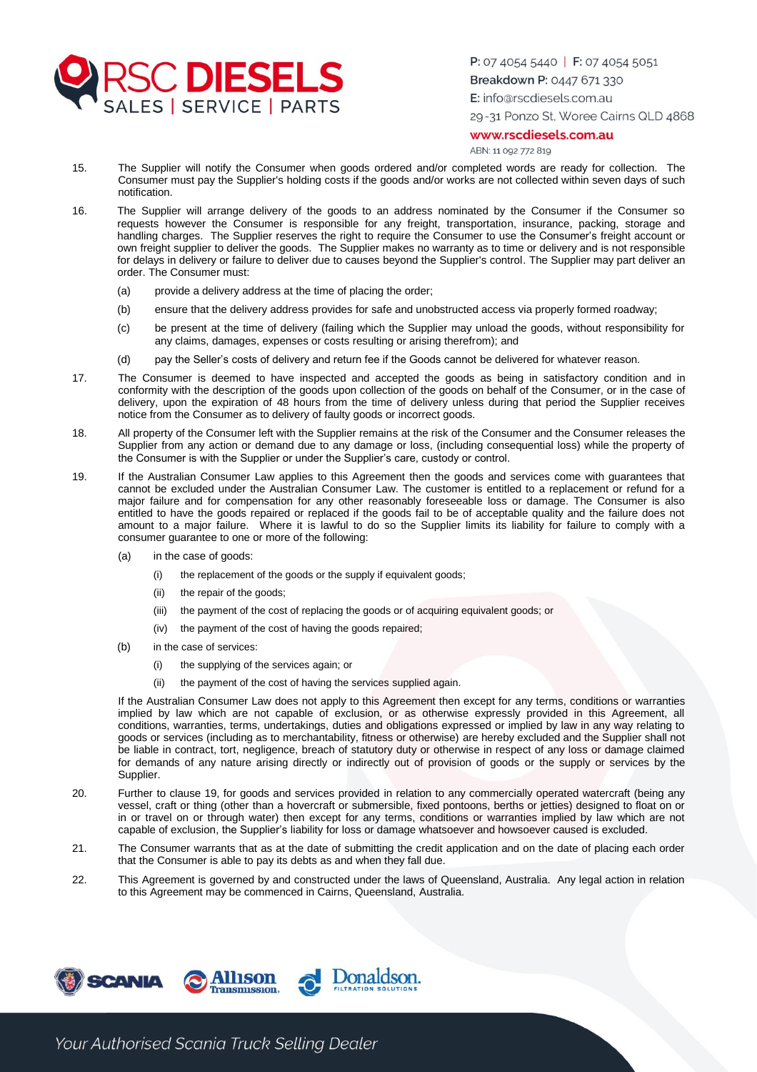15. The Supplier will notify the Consumer when goods ordered and/or completed words are ready for collection. The Consumer must pay the Supplier's holding costs if the goods and/or works are not collected within seven days of such notification.

16. The Supplier will arrange delivery of the goods to an address nominated by the Consumer if the Consumer so requests however the Consumer is responsible for any freight, transportation, insurance, packing, storage and handling charges. The Supplier reserves the right to require the Consumer to use the Consumer's freight account or own freight supplier to deliver the goods. The Supplier makes no warranty as to time or delivery and is not responsible for delays in delivery or failure to deliver due to causes beyond the Supplier's control. The Supplier may part deliver an order. The Consumer must:

    (a) provide a delivery address at the time of placing the order;

    (b) ensure that the delivery address provides for safe and unobstructed access via properly formed roadway;

    (c) be present at the time of delivery (failing which the Supplier may unload the goods, without responsibility for any claims, damages, expenses or costs resulting or arising therefrom); and

    (d) pay the Seller's costs of delivery and return fee if the Goods cannot be delivered for whatever reason.

17. The Consumer is deemed to have inspected and accepted the goods as being in satisfactory condition and in conformity with the description of the goods upon collection of the goods on behalf of the Consumer, or in the case of delivery, upon the expiration of 48 hours from the time of delivery unless during that period the Supplier receives notice from the Consumer as to delivery of faulty goods or incorrect goods.

18. All property of the Consumer left with the Supplier remains at the risk of the Consumer and the Consumer releases the Supplier from any action or demand due to any damage or loss, (including consequential loss) while the property of the Consumer is with the Supplier or under the Supplier's care, custody or control.

19. If the Australian Consumer Law applies to this Agreement then the goods and services come with guarantees that cannot be excluded under the Australian Consumer Law. The customer is entitled to a replacement or refund for a major failure and for compensation for any other reasonably foreseeable loss or damage. The Consumer is also entitled to have the goods repaired or replaced if the goods fail to be of acceptable quality and the failure does not amount to a major failure. Where it is lawful to do so the Supplier limits its liability for failure to comply with a consumer guarantee to one or more of the following:

    (a) in the case of goods:

        (i) the replacement of the goods or the supply if equivalent goods;

        (ii) the repair of the goods;

        (iii) the payment of the cost of replacing the goods or of acquiring equivalent goods; or

        (iv) the payment of the cost of having the goods repaired;

    (b) in the case of services:

        (i) the supplying of the services again; or

        (ii) the payment of the cost of having the services supplied again.

    If the Australian Consumer Law does not apply to this Agreement then except for any terms, conditions or warranties implied by law which are not capable of exclusion, or as otherwise expressly provided in this Agreement, all conditions, warranties, terms, undertakings, duties and obligations expressed or implied by law in any way relating to goods or services (including as to merchantability, fitness or otherwise) are hereby excluded and the Supplier shall not be liable in contract, tort, negligence, breach of statutory duty or otherwise in respect of any loss or damage claimed for demands of any nature arising directly or indirectly out of provision of goods or the supply or services by the Supplier.

20. Further to clause 19, for goods and services provided in relation to any commercially operated watercraft (being any vessel, craft or thing (other than a hovercraft or submersible, fixed pontoons, berths or jetties) designed to float on or in or travel on or through water) then except for any terms, conditions or warranties implied by law which are not capable of exclusion, the Supplier's liability for loss or damage whatsoever and howsoever caused is excluded.

21. The Consumer warrants that as at the date of submitting the credit application and on the date of placing each order that the Consumer is able to pay its debts as and when they fall due.

22. This Agreement is governed by and constructed under the laws of Queensland, Australia. Any legal action in relation to this Agreement may be commenced in Cairns, Queensland, Australia.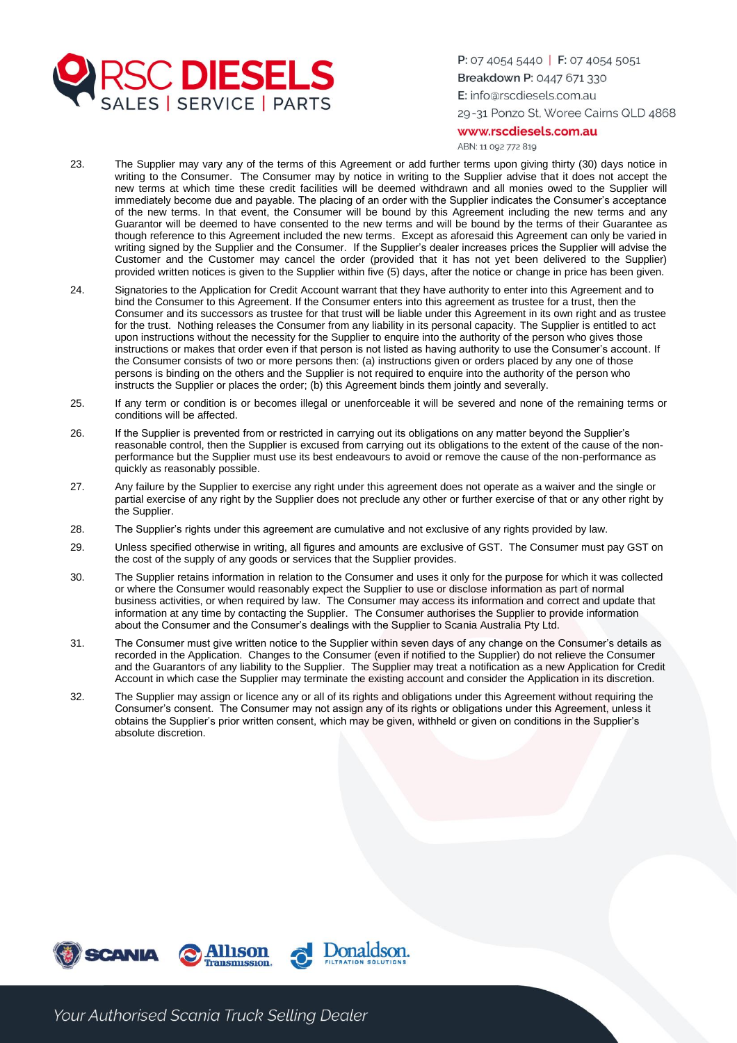23. The Supplier may vary any of the terms of this Agreement or add further terms upon giving thirty (30) days notice in writing to the Consumer. The Consumer may by notice in writing to the Supplier advise that it does not accept the new terms at which time these credit facilities will be deemed withdrawn and all monies owed to the Supplier will immediately become due and payable. The placing of an order with the Supplier indicates the Consumer's acceptance of the new terms. In that event, the Consumer will be bound by this Agreement including the new terms and any Guarantor will be deemed to have consented to the new terms and will be bound by the terms of their Guarantee as though reference to this Agreement included the new terms. Except as aforesaid this Agreement can only be varied in writing signed by the Supplier and the Consumer. If the Supplier's dealer increases prices the Supplier will advise the Customer and the Customer may cancel the order (provided that it has not yet been delivered to the Supplier) provided written notices is given to the Supplier within five (5) days, after the notice or change in price has been given.

24. Signatories to the Application for Credit Account warrant that they have authority to enter into this Agreement and to bind the Consumer to this Agreement. If the Consumer enters into this agreement as trustee for a trust, then the Consumer and its successors as trustee for that trust will be liable under this Agreement in its own right and as trustee for the trust. Nothing releases the Consumer from any liability in its personal capacity. The Supplier is entitled to act upon instructions without the necessity for the Supplier to enquire into the authority of the person who gives those instructions or makes that order even if that person is not listed as having authority to use the Consumer's account. If the Consumer consists of two or more persons then: (a) instructions given or orders placed by any one of those persons is binding on the others and the Supplier is not required to enquire into the authority of the person who instructs the Supplier or places the order; (b) this Agreement binds them jointly and severally.

25. If any term or condition is or becomes illegal or unenforceable it will be severed and none of the remaining terms or conditions will be affected.

26. If the Supplier is prevented from or restricted in carrying out its obligations on any matter beyond the Supplier's reasonable control, then the Supplier is excused from carrying out its obligations to the extent of the cause of the non-performance but the Supplier must use its best endeavours to avoid or remove the cause of the non-performance as quickly as reasonably possible.

27. Any failure by the Supplier to exercise any right under this agreement does not operate as a waiver and the single or partial exercise of any right by the Supplier does not preclude any other or further exercise of that or any other right by the Supplier.

28. The Supplier's rights under this agreement are cumulative and not exclusive of any rights provided by law.

29. Unless specified otherwise in writing, all figures and amounts are exclusive of GST. The Consumer must pay GST on the cost of the supply of any goods or services that the Supplier provides.

30. The Supplier retains information in relation to the Consumer and uses it only for the purpose for which it was collected or where the Consumer would reasonably expect the Supplier to use or disclose information as part of normal business activities, or when required by law. The Consumer may access its information and correct and update that information at any time by contacting the Supplier. The Consumer authorises the Supplier to provide information about the Consumer and the Consumer's dealings with the Supplier to Scania Australia Pty Ltd.

31. The Consumer must give written notice to the Supplier within seven days of any change on the Consumer's details as recorded in the Application. Changes to the Consumer (even if notified to the Supplier) do not relieve the Consumer and the Guarantors of any liability to the Supplier. The Supplier may treat a notification as a new Application for Credit Account in which case the Supplier may terminate the existing account and consider the Application in its discretion.

32. The Supplier may assign or licence any or all of its rights and obligations under this Agreement without requiring the Consumer's consent. The Consumer may not assign any of its rights or obligations under this Agreement, unless it obtains the Supplier's prior written consent, which may be given, withheld or given on conditions in the Supplier's absolute discretion.